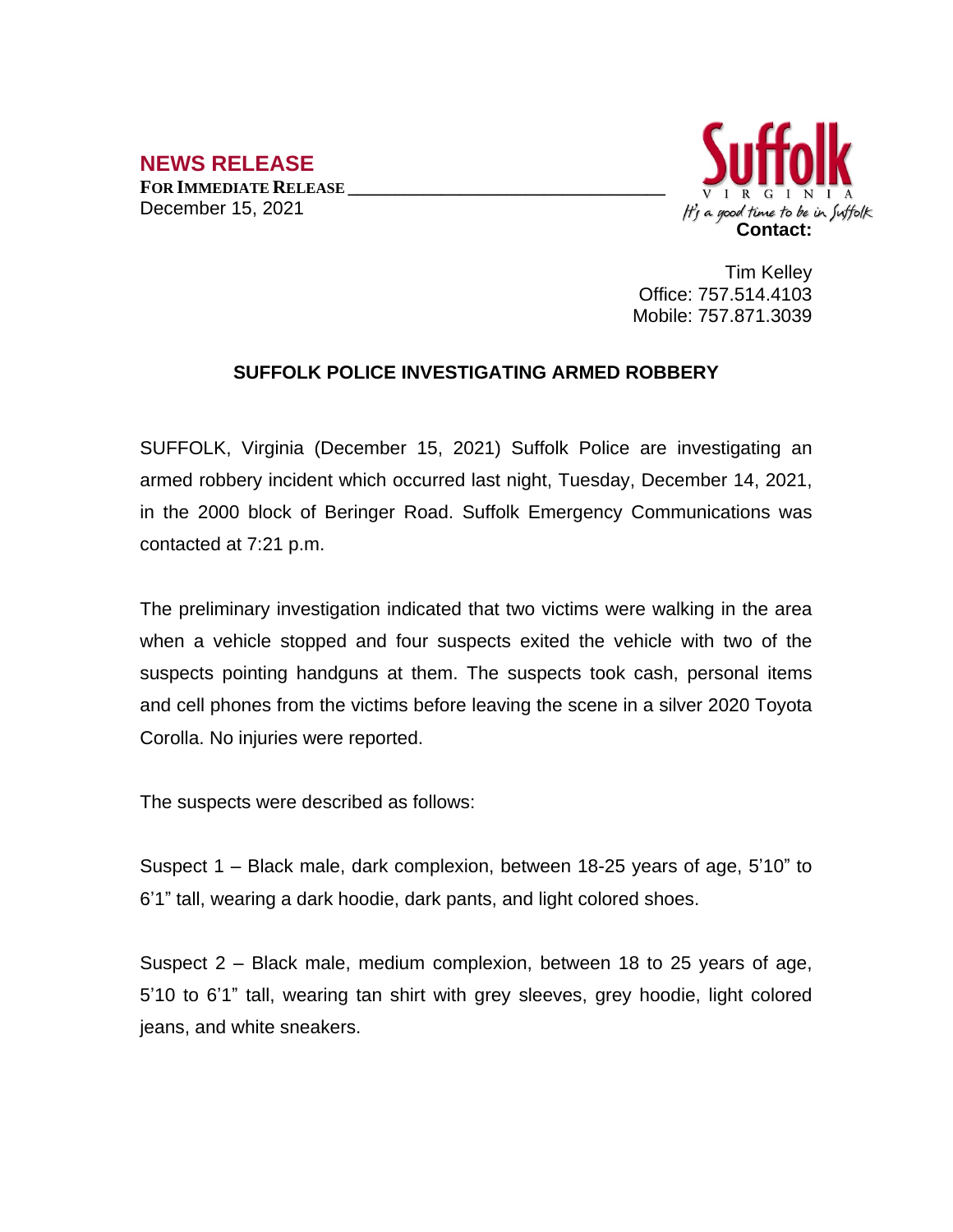**NEWS RELEASE**

**FOR IMMEDIATE RELEASE**

December 15, 2021

Suffolk VIRGINIA

*It's a good time to be in Suffolk*

**Contact:**

Tim Kelley
Office: 757.514.4103
Mobile: 757.871.3039

**SUFFOLK POLICE INVESTIGATING ARMED ROBBERY**

SUFFOLK, Virginia (December 15, 2021) Suffolk Police are investigating an armed robbery incident which occurred last night, Tuesday, December 14, 2021, in the 2000 block of Beringer Road. Suffolk Emergency Communications was contacted at 7:21 p.m.

The preliminary investigation indicated that two victims were walking in the area when a vehicle stopped and four suspects exited the vehicle with two of the suspects pointing handguns at them. The suspects took cash, personal items and cell phones from the victims before leaving the scene in a silver 2020 Toyota Corolla. No injuries were reported.

The suspects were described as follows:

Suspect 1 – Black male, dark complexion, between 18-25 years of age, 5'10" to 6'1" tall, wearing a dark hoodie, dark pants, and light colored shoes.

Suspect 2 – Black male, medium complexion, between 18 to 25 years of age, 5'10 to 6'1" tall, wearing tan shirt with grey sleeves, grey hoodie, light colored jeans, and white sneakers.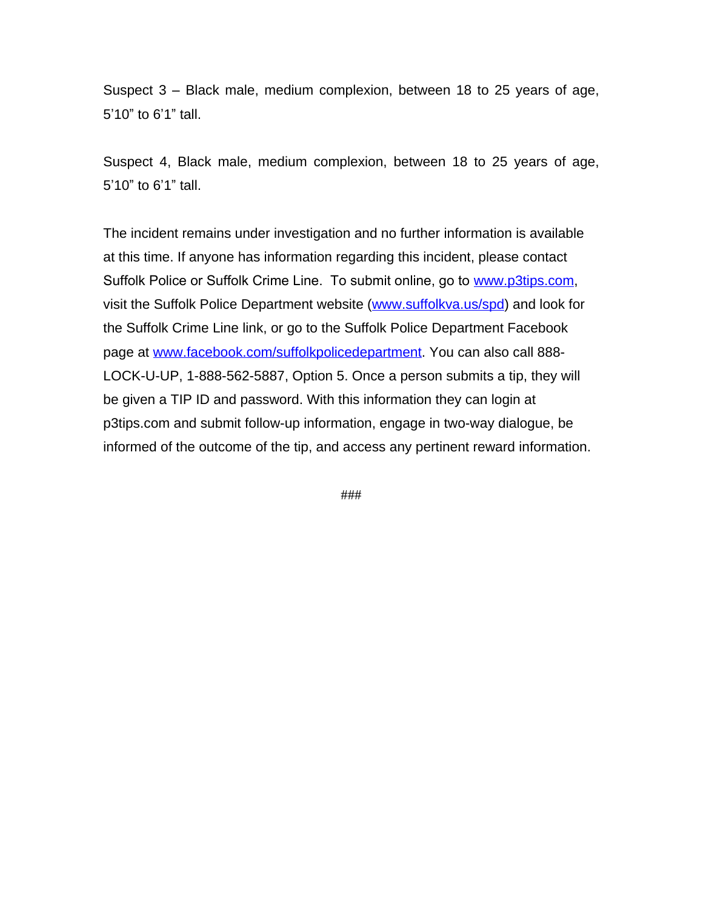Suspect 3 – Black male, medium complexion, between 18 to 25 years of age, 5’10” to 6’1” tall.

Suspect 4, Black male, medium complexion, between 18 to 25 years of age, 5’10” to 6’1” tall.

The incident remains under investigation and no further information is available at this time. If anyone has information regarding this incident, please contact Suffolk Police or Suffolk Crime Line. To submit online, go to www.p3tips.com, visit the Suffolk Police Department website (www.suffolkva.us/spd) and look for the Suffolk Crime Line link, or go to the Suffolk Police Department Facebook page at www.facebook.com/suffolkpolicedepartment. You can also call 888-LOCK-U-UP, 1-888-562-5887, Option 5. Once a person submits a tip, they will be given a TIP ID and password. With this information they can login at p3tips.com and submit follow-up information, engage in two-way dialogue, be informed of the outcome of the tip, and access any pertinent reward information.

###